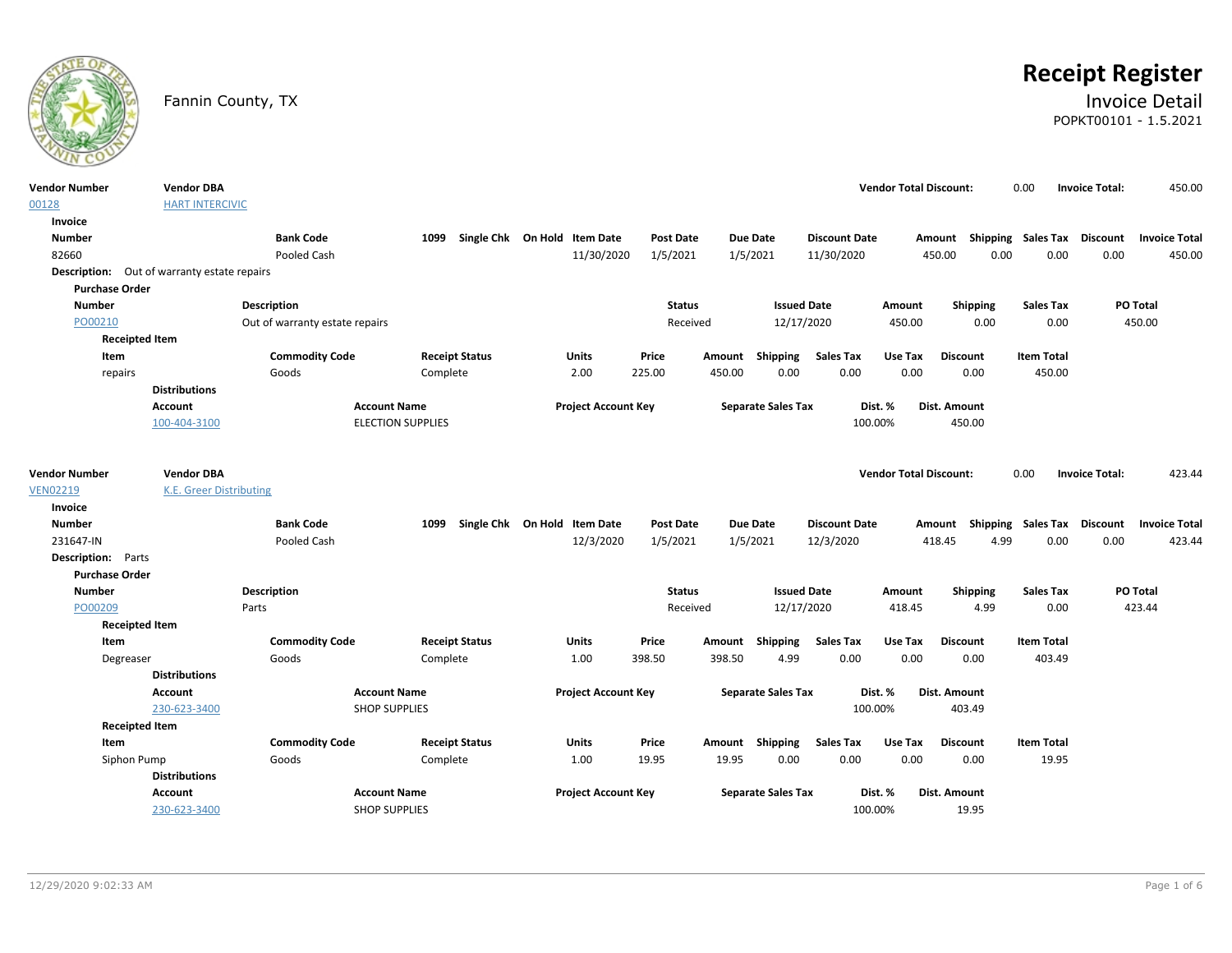# Receipt Register

Fannin County, TX

## Invoice Detail

POPKT00101 - 1.5.2021

| Vendor Number | Vendor DBA | Vendor Total Discount: | Invoice Total: |
|---|---|---|---|
| 00128 | HART INTERCIVIC | 0.00 | 450.00 |

**Invoice**

| Number | Bank Code | 1099 | Single Chk | On Hold | Item Date | Post Date | Due Date | Discount Date | Amount | Shipping | Sales Tax | Discount | Invoice Total |
|---|---|---|---|---|---|---|---|---|---|---|---|---|---|
| 82660 | Pooled Cash | | | | 11/30/2020 | 1/5/2021 | 1/5/2021 | 11/30/2020 | 450.00 | 0.00 | 0.00 | 0.00 | 450.00 |

**Description:** Out of warranty estate repairs

**Purchase Order**

| Number | Description | Status | Issued Date | Amount | Shipping | Sales Tax | PO Total |
|---|---|---|---|---|---|---|---|
| PO00210 | Out of warranty estate repairs | Received | 12/17/2020 | 450.00 | 0.00 | 0.00 | 450.00 |

**Receipted Item**

| Item | Commodity Code | Receipt Status | Units | Price | Amount | Shipping | Sales Tax | Use Tax | Discount | Item Total |
|---|---|---|---|---|---|---|---|---|---|---|
| repairs | Goods | Complete | 2.00 | 225.00 | 450.00 | 0.00 | 0.00 | 0.00 | 0.00 | 450.00 |

**Distributions**

| Account | Account Name | Project Account Key | Separate Sales Tax | Dist. % | Dist. Amount |
|---|---|---|---|---|---|
| 100-404-3100 | ELECTION SUPPLIES | | | 100.00% | 450.00 |

| Vendor Number | Vendor DBA | Vendor Total Discount: | Invoice Total: |
|---|---|---|---|
| VEN02219 | K.E. Greer Distributing | 0.00 | 423.44 |

**Invoice**

| Number | Bank Code | 1099 | Single Chk | On Hold | Item Date | Post Date | Due Date | Discount Date | Amount | Shipping | Sales Tax | Discount | Invoice Total |
|---|---|---|---|---|---|---|---|---|---|---|---|---|---|
| 231647-IN | Pooled Cash | | | | 12/3/2020 | 1/5/2021 | 1/5/2021 | 12/3/2020 | 418.45 | 4.99 | 0.00 | 0.00 | 423.44 |

**Description:** Parts

**Purchase Order**

| Number | Description | Status | Issued Date | Amount | Shipping | Sales Tax | PO Total |
|---|---|---|---|---|---|---|---|
| PO00209 | Parts | Received | 12/17/2020 | 418.45 | 4.99 | 0.00 | 423.44 |

**Receipted Item**

| Item | Commodity Code | Receipt Status | Units | Price | Amount | Shipping | Sales Tax | Use Tax | Discount | Item Total |
|---|---|---|---|---|---|---|---|---|---|---|
| Degreaser | Goods | Complete | 1.00 | 398.50 | 398.50 | 4.99 | 0.00 | 0.00 | 0.00 | 403.49 |

**Distributions**

| Account | Account Name | Project Account Key | Separate Sales Tax | Dist. % | Dist. Amount |
|---|---|---|---|---|---|
| 230-623-3400 | SHOP SUPPLIES | | | 100.00% | 403.49 |

**Receipted Item**

| Item | Commodity Code | Receipt Status | Units | Price | Amount | Shipping | Sales Tax | Use Tax | Discount | Item Total |
|---|---|---|---|---|---|---|---|---|---|---|
| Siphon Pump | Goods | Complete | 1.00 | 19.95 | 19.95 | 0.00 | 0.00 | 0.00 | 0.00 | 19.95 |

**Distributions**

| Account | Account Name | Project Account Key | Separate Sales Tax | Dist. % | Dist. Amount |
|---|---|---|---|---|---|
| 230-623-3400 | SHOP SUPPLIES | | | 100.00% | 19.95 |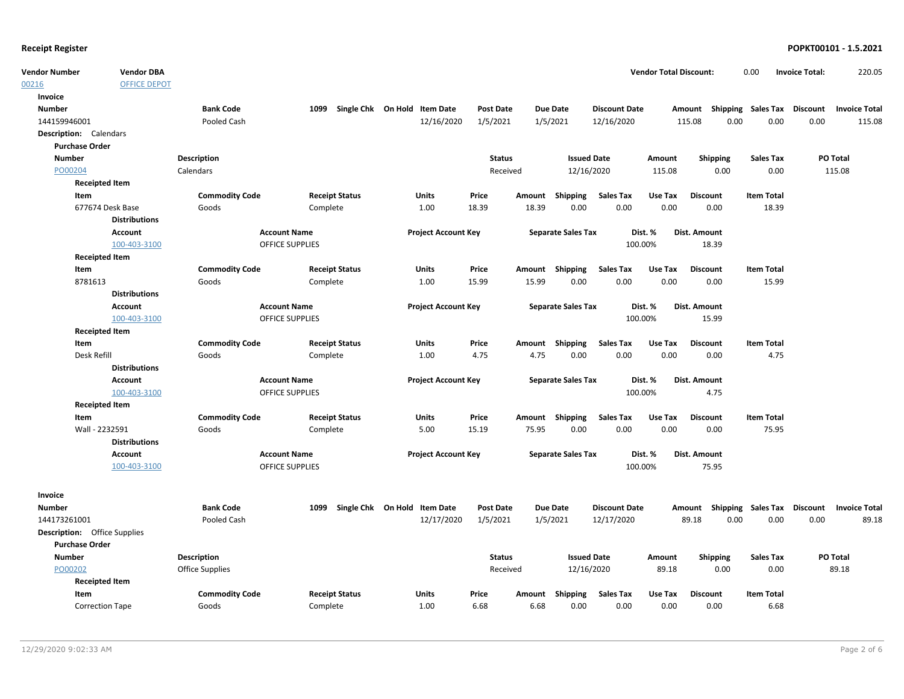# Receipt Register

**POPKT00101 - 1.5.2021**

| Vendor Number | Vendor DBA | Vendor Total Discount: | Invoice Total: |
|---|---|---|---|
| 00216 | OFFICE DEPOT | 0.00 | 220.05 |

**Invoice**

| Number | Bank Code | 1099 | Single Chk | On Hold | Item Date | Post Date | Due Date | Discount Date | Amount | Shipping | Sales Tax | Discount | Invoice Total |
|---|---|---|---|---|---|---|---|---|---|---|---|---|---|
| 144159946001 | Pooled Cash | | | | 12/16/2020 | 1/5/2021 | 1/5/2021 | 12/16/2020 | 115.08 | 0.00 | 0.00 | 0.00 | 115.08 |

**Description:** Calendars

**Purchase Order**

| Number | Description | Status | Issued Date | Amount | Shipping | Sales Tax | PO Total |
|---|---|---|---|---|---|---|---|
| PO00204 | Calendars | Received | 12/16/2020 | 115.08 | 0.00 | 0.00 | 115.08 |

**Receipted Item**

| Item | Commodity Code | Receipt Status | Units | Price | Amount | Shipping | Sales Tax | Use Tax | Discount | Item Total |
|---|---|---|---|---|---|---|---|---|---|---|
| 677674 Desk Base | Goods | Complete | 1.00 | 18.39 | 18.39 | 0.00 | 0.00 | 0.00 | 0.00 | 18.39 |

**Distributions**

| Account | Account Name | Project Account Key | Separate Sales Tax | Dist. % | Dist. Amount |
|---|---|---|---|---|---|
| 100-403-3100 | OFFICE SUPPLIES | | | 100.00% | 18.39 |

**Receipted Item**

| Item | Commodity Code | Receipt Status | Units | Price | Amount | Shipping | Sales Tax | Use Tax | Discount | Item Total |
|---|---|---|---|---|---|---|---|---|---|---|
| 8781613 | Goods | Complete | 1.00 | 15.99 | 15.99 | 0.00 | 0.00 | 0.00 | 0.00 | 15.99 |

**Distributions**

| Account | Account Name | Project Account Key | Separate Sales Tax | Dist. % | Dist. Amount |
|---|---|---|---|---|---|
| 100-403-3100 | OFFICE SUPPLIES | | | 100.00% | 15.99 |

**Receipted Item**

| Item | Commodity Code | Receipt Status | Units | Price | Amount | Shipping | Sales Tax | Use Tax | Discount | Item Total |
|---|---|---|---|---|---|---|---|---|---|---|
| Desk Refill | Goods | Complete | 1.00 | 4.75 | 4.75 | 0.00 | 0.00 | 0.00 | 0.00 | 4.75 |

**Distributions**

| Account | Account Name | Project Account Key | Separate Sales Tax | Dist. % | Dist. Amount |
|---|---|---|---|---|---|
| 100-403-3100 | OFFICE SUPPLIES | | | 100.00% | 4.75 |

**Receipted Item**

| Item | Commodity Code | Receipt Status | Units | Price | Amount | Shipping | Sales Tax | Use Tax | Discount | Item Total |
|---|---|---|---|---|---|---|---|---|---|---|
| Wall - 2232591 | Goods | Complete | 5.00 | 15.19 | 75.95 | 0.00 | 0.00 | 0.00 | 0.00 | 75.95 |

**Distributions**

| Account | Account Name | Project Account Key | Separate Sales Tax | Dist. % | Dist. Amount |
|---|---|---|---|---|---|
| 100-403-3100 | OFFICE SUPPLIES | | | 100.00% | 75.95 |

**Invoice**

| Number | Bank Code | 1099 | Single Chk | On Hold | Item Date | Post Date | Due Date | Discount Date | Amount | Shipping | Sales Tax | Discount | Invoice Total |
|---|---|---|---|---|---|---|---|---|---|---|---|---|---|
| 144173261001 | Pooled Cash | | | | 12/17/2020 | 1/5/2021 | 1/5/2021 | 12/17/2020 | 89.18 | 0.00 | 0.00 | 0.00 | 89.18 |

**Description:** Office Supplies

**Purchase Order**

| Number | Description | Status | Issued Date | Amount | Shipping | Sales Tax | PO Total |
|---|---|---|---|---|---|---|---|
| PO00202 | Office Supplies | Received | 12/16/2020 | 89.18 | 0.00 | 0.00 | 89.18 |

**Receipted Item**

| Item | Commodity Code | Receipt Status | Units | Price | Amount | Shipping | Sales Tax | Use Tax | Discount | Item Total |
|---|---|---|---|---|---|---|---|---|---|---|
| Correction Tape | Goods | Complete | 1.00 | 6.68 | 6.68 | 0.00 | 0.00 | 0.00 | 0.00 | 6.68 |

12/29/2020 9:02:33 AM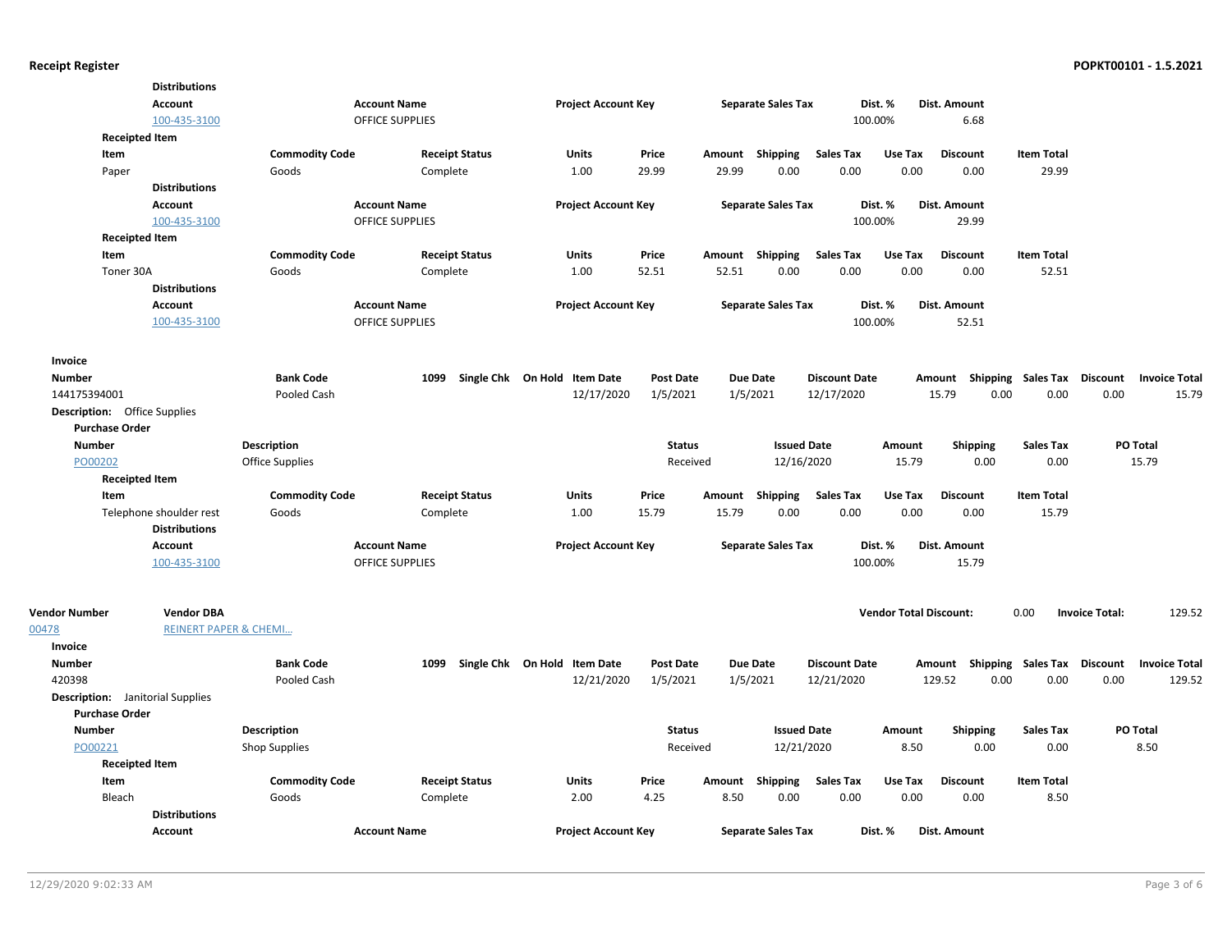**Distributions**

| Account | Account Name | Project Account Key | Separate Sales Tax | Dist. % | Dist. Amount |
|---|---|---|---|---|---|
| 100-435-3100 | OFFICE SUPPLIES | | | 100.00% | 6.68 |

**Receipted Item**

| Item | Commodity Code | Receipt Status | Units | Price | Amount | Shipping | Sales Tax | Use Tax | Discount | Item Total |
|---|---|---|---|---|---|---|---|---|---|---|
| Paper | Goods | Complete | 1.00 | 29.99 | 29.99 | 0.00 | 0.00 | 0.00 | 0.00 | 29.99 |

**Distributions**

| Account | Account Name | Project Account Key | Separate Sales Tax | Dist. % | Dist. Amount |
|---|---|---|---|---|---|
| 100-435-3100 | OFFICE SUPPLIES | | | 100.00% | 29.99 |

**Receipted Item**

| Item | Commodity Code | Receipt Status | Units | Price | Amount | Shipping | Sales Tax | Use Tax | Discount | Item Total |
|---|---|---|---|---|---|---|---|---|---|---|
| Toner 30A | Goods | Complete | 1.00 | 52.51 | 52.51 | 0.00 | 0.00 | 0.00 | 0.00 | 52.51 |

**Distributions**

| Account | Account Name | Project Account Key | Separate Sales Tax | Dist. % | Dist. Amount |
|---|---|---|---|---|---|
| 100-435-3100 | OFFICE SUPPLIES | | | 100.00% | 52.51 |

**Invoice**

| Number | Bank Code | 1099 | Single Chk | On Hold | Item Date | Post Date | Due Date | Discount Date | Amount | Shipping | Sales Tax | Discount | Invoice Total |
|---|---|---|---|---|---|---|---|---|---|---|---|---|---|
| 144175394001 | Pooled Cash | | | | 12/17/2020 | 1/5/2021 | 1/5/2021 | 12/17/2020 | 15.79 | 0.00 | 0.00 | 0.00 | 15.79 |

**Description:** Office Supplies

**Purchase Order**

| Number | Description | Status | Issued Date | Amount | Shipping | Sales Tax | PO Total |
|---|---|---|---|---|---|---|---|
| PO00202 | Office Supplies | Received | 12/16/2020 | 15.79 | 0.00 | 0.00 | 15.79 |

**Receipted Item**

| Item | Commodity Code | Receipt Status | Units | Price | Amount | Shipping | Sales Tax | Use Tax | Discount | Item Total |
|---|---|---|---|---|---|---|---|---|---|---|
| Telephone shoulder rest | Goods | Complete | 1.00 | 15.79 | 15.79 | 0.00 | 0.00 | 0.00 | 0.00 | 15.79 |

**Distributions**

| Account | Account Name | Project Account Key | Separate Sales Tax | Dist. % | Dist. Amount |
|---|---|---|---|---|---|
| 100-435-3100 | OFFICE SUPPLIES | | | 100.00% | 15.79 |

| Vendor Number | Vendor DBA | Vendor Total Discount: | 0.00 | Invoice Total: | 129.52 |
|---|---|---|---|---|---|
| 00478 | REINERT PAPER & CHEMI... | | | | |

**Invoice**

| Number | Bank Code | 1099 | Single Chk | On Hold | Item Date | Post Date | Due Date | Discount Date | Amount | Shipping | Sales Tax | Discount | Invoice Total |
|---|---|---|---|---|---|---|---|---|---|---|---|---|---|
| 420398 | Pooled Cash | | | | 12/21/2020 | 1/5/2021 | 1/5/2021 | 12/21/2020 | 129.52 | 0.00 | 0.00 | 0.00 | 129.52 |

**Description:** Janitorial Supplies

**Purchase Order**

| Number | Description | Status | Issued Date | Amount | Shipping | Sales Tax | PO Total |
|---|---|---|---|---|---|---|---|
| PO00221 | Shop Supplies | Received | 12/21/2020 | 8.50 | 0.00 | 0.00 | 8.50 |

**Receipted Item**

| Item | Commodity Code | Receipt Status | Units | Price | Amount | Shipping | Sales Tax | Use Tax | Discount | Item Total |
|---|---|---|---|---|---|---|---|---|---|---|
| Bleach | Goods | Complete | 2.00 | 4.25 | 8.50 | 0.00 | 0.00 | 0.00 | 0.00 | 8.50 |

**Distributions**

| Account | Account Name | Project Account Key | Separate Sales Tax | Dist. % | Dist. Amount |
|---|---|---|---|---|---|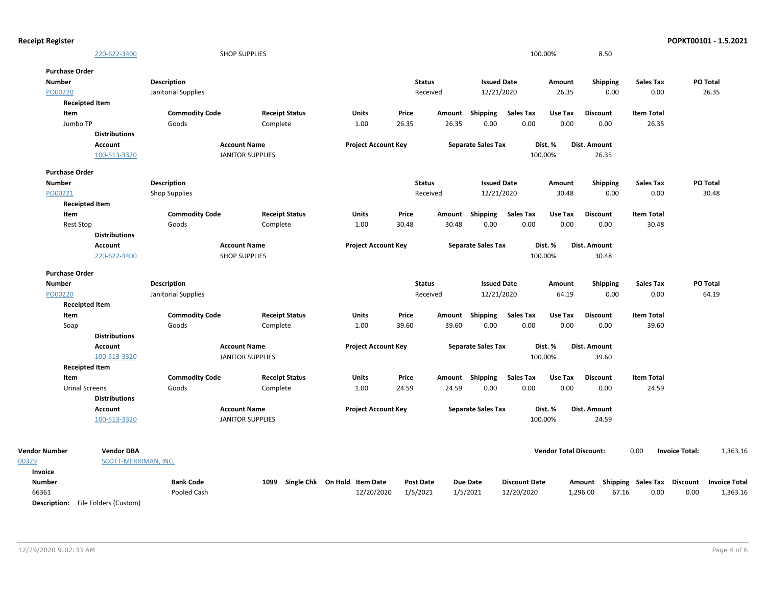| | | | | | |
|---|---|---|---|---|---|
| 220-622-3400 | SHOP SUPPLIES | | | 100.00% | 8.50 |

**Purchase Order**

| Number | Description | Status | Issued Date | Amount | Shipping | Sales Tax | PO Total |
|---|---|---|---|---|---|---|---|
| PO00220 | Janitorial Supplies | Received | 12/21/2020 | 26.35 | 0.00 | 0.00 | 26.35 |

**Receipted Item**

| Item | Commodity Code | Receipt Status | Units | Price | Amount | Shipping | Sales Tax | Use Tax | Discount | Item Total |
|---|---|---|---|---|---|---|---|---|---|---|
| Jumbo TP | Goods | Complete | 1.00 | 26.35 | 26.35 | 0.00 | 0.00 | 0.00 | 0.00 | 26.35 |

**Distributions**

| Account | Account Name | Project Account Key | Separate Sales Tax | Dist. % | Dist. Amount |
|---|---|---|---|---|---|
| 100-513-3320 | JANITOR SUPPLIES | | | 100.00% | 26.35 |

**Purchase Order**

| Number | Description | Status | Issued Date | Amount | Shipping | Sales Tax | PO Total |
|---|---|---|---|---|---|---|---|
| PO00221 | Shop Supplies | Received | 12/21/2020 | 30.48 | 0.00 | 0.00 | 30.48 |

**Receipted Item**

| Item | Commodity Code | Receipt Status | Units | Price | Amount | Shipping | Sales Tax | Use Tax | Discount | Item Total |
|---|---|---|---|---|---|---|---|---|---|---|
| Rest Stop | Goods | Complete | 1.00 | 30.48 | 30.48 | 0.00 | 0.00 | 0.00 | 0.00 | 30.48 |

**Distributions**

| Account | Account Name | Project Account Key | Separate Sales Tax | Dist. % | Dist. Amount |
|---|---|---|---|---|---|
| 220-622-3400 | SHOP SUPPLIES | | | 100.00% | 30.48 |

**Purchase Order**

| Number | Description | Status | Issued Date | Amount | Shipping | Sales Tax | PO Total |
|---|---|---|---|---|---|---|---|
| PO00220 | Janitorial Supplies | Received | 12/21/2020 | 64.19 | 0.00 | 0.00 | 64.19 |

**Receipted Item**

| Item | Commodity Code | Receipt Status | Units | Price | Amount | Shipping | Sales Tax | Use Tax | Discount | Item Total |
|---|---|---|---|---|---|---|---|---|---|---|
| Soap | Goods | Complete | 1.00 | 39.60 | 39.60 | 0.00 | 0.00 | 0.00 | 0.00 | 39.60 |

**Distributions**

| Account | Account Name | Project Account Key | Separate Sales Tax | Dist. % | Dist. Amount |
|---|---|---|---|---|---|
| 100-513-3320 | JANITOR SUPPLIES | | | 100.00% | 39.60 |

**Receipted Item**

| Item | Commodity Code | Receipt Status | Units | Price | Amount | Shipping | Sales Tax | Use Tax | Discount | Item Total |
|---|---|---|---|---|---|---|---|---|---|---|
| Urinal Screens | Goods | Complete | 1.00 | 24.59 | 24.59 | 0.00 | 0.00 | 0.00 | 0.00 | 24.59 |

**Distributions**

| Account | Account Name | Project Account Key | Separate Sales Tax | Dist. % | Dist. Amount |
|---|---|---|---|---|---|
| 100-513-3320 | JANITOR SUPPLIES | | | 100.00% | 24.59 |

| Vendor Number | Vendor DBA | Vendor Total Discount: | Invoice Total: |
|---|---|---|---|
| 00329 | SCOTT-MERRIMAN, INC. | 0.00 | 1,363.16 |

**Invoice**

| Number | Bank Code | 1099 | Single Chk | On Hold | Item Date | Post Date | Due Date | Discount Date | Amount | Shipping | Sales Tax | Discount | Invoice Total |
|---|---|---|---|---|---|---|---|---|---|---|---|---|---|
| 66361 | Pooled Cash | | | | 12/20/2020 | 1/5/2021 | 1/5/2021 | 12/20/2020 | 1,296.00 | 67.16 | 0.00 | 0.00 | 1,363.16 |

**Description:** File Folders (Custom)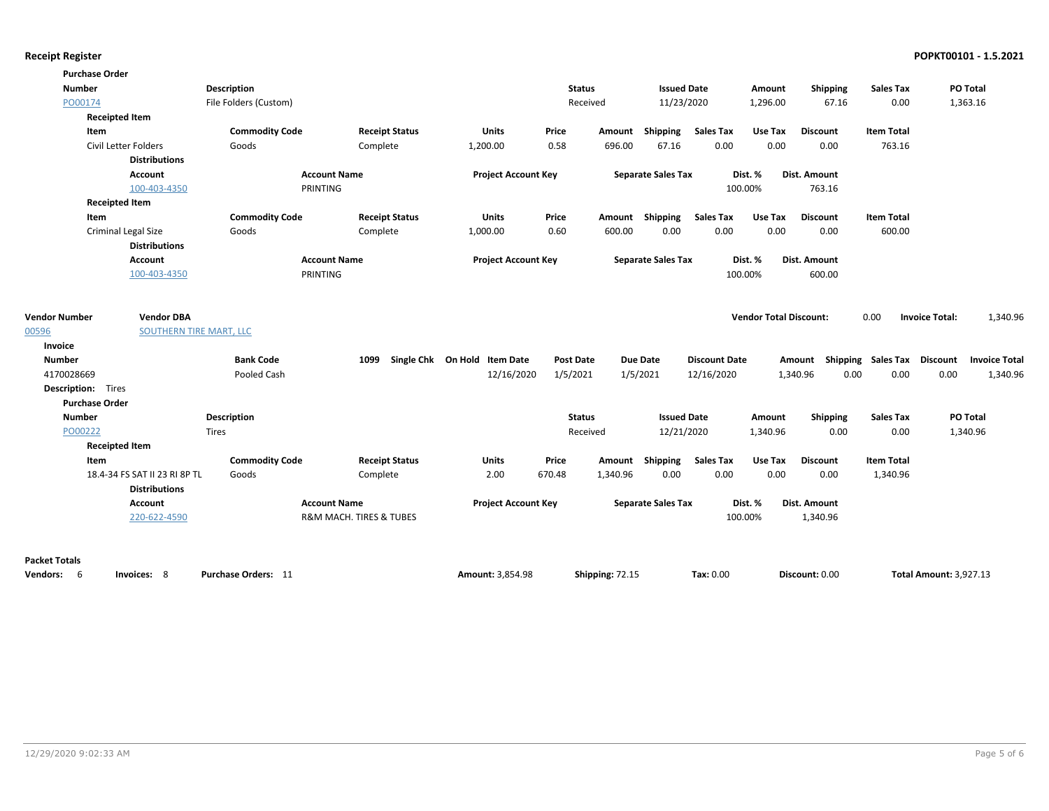## Receipt Register

**POPKT00101 - 1.5.2021**

**Purchase Order**

| Number | Description | Status | Issued Date | Amount | Shipping | Sales Tax | PO Total |
|---|---|---|---|---|---|---|---|
| PO00174 | File Folders (Custom) | Received | 11/23/2020 | 1,296.00 | 67.16 | 0.00 | 1,363.16 |

**Receipted Item**

| Item | Commodity Code | Receipt Status | Units | Price | Amount | Shipping | Sales Tax | Use Tax | Discount | Item Total |
|---|---|---|---|---|---|---|---|---|---|---|
| Civil Letter Folders | Goods | Complete | 1,200.00 | 0.58 | 696.00 | 67.16 | 0.00 | 0.00 | 0.00 | 763.16 |

**Distributions**

| Account | Account Name | Project Account Key | Separate Sales Tax | Dist. % | Dist. Amount |
|---|---|---|---|---|---|
| 100-403-4350 | PRINTING | | | 100.00% | 763.16 |

**Receipted Item**

| Item | Commodity Code | Receipt Status | Units | Price | Amount | Shipping | Sales Tax | Use Tax | Discount | Item Total |
|---|---|---|---|---|---|---|---|---|---|---|
| Criminal Legal Size | Goods | Complete | 1,000.00 | 0.60 | 600.00 | 0.00 | 0.00 | 0.00 | 0.00 | 600.00 |

**Distributions**

| Account | Account Name | Project Account Key | Separate Sales Tax | Dist. % | Dist. Amount |
|---|---|---|---|---|---|
| 100-403-4350 | PRINTING | | | 100.00% | 600.00 |

| Vendor Number | Vendor DBA | Vendor Total Discount: | 0.00 | Invoice Total: | 1,340.96 |
|---|---|---|---|---|---|
| 00596 | SOUTHERN TIRE MART, LLC | | | | |

**Invoice**

| Number | Bank Code | 1099 | Single Chk | On Hold | Item Date | Post Date | Due Date | Discount Date | Amount | Shipping | Sales Tax | Discount | Invoice Total |
|---|---|---|---|---|---|---|---|---|---|---|---|---|---|
| 4170028669 | Pooled Cash | | | | 12/16/2020 | 1/5/2021 | 1/5/2021 | 12/16/2020 | 1,340.96 | 0.00 | 0.00 | 0.00 | 1,340.96 |

**Description:** Tires

**Purchase Order**

| Number | Description | Status | Issued Date | Amount | Shipping | Sales Tax | PO Total |
|---|---|---|---|---|---|---|---|
| PO00222 | Tires | Received | 12/21/2020 | 1,340.96 | 0.00 | 0.00 | 1,340.96 |

**Receipted Item**

| Item | Commodity Code | Receipt Status | Units | Price | Amount | Shipping | Sales Tax | Use Tax | Discount | Item Total |
|---|---|---|---|---|---|---|---|---|---|---|
| 18.4-34 FS SAT II 23 RI 8P TL | Goods | Complete | 2.00 | 670.48 | 1,340.96 | 0.00 | 0.00 | 0.00 | 0.00 | 1,340.96 |

**Distributions**

| Account | Account Name | Project Account Key | Separate Sales Tax | Dist. % | Dist. Amount |
|---|---|---|---|---|---|
| 220-622-4590 | R&M MACH. TIRES & TUBES | | | 100.00% | 1,340.96 |

**Packet Totals**

| Vendors: | Invoices: | Purchase Orders: | Amount: | Shipping: | Tax: | Discount: | Total Amount: |
|---|---|---|---|---|---|---|---|
| 6 | 8 | 11 | 3,854.98 | 72.15 | 0.00 | 0.00 | 3,927.13 |

12/29/2020 9:02:33 AM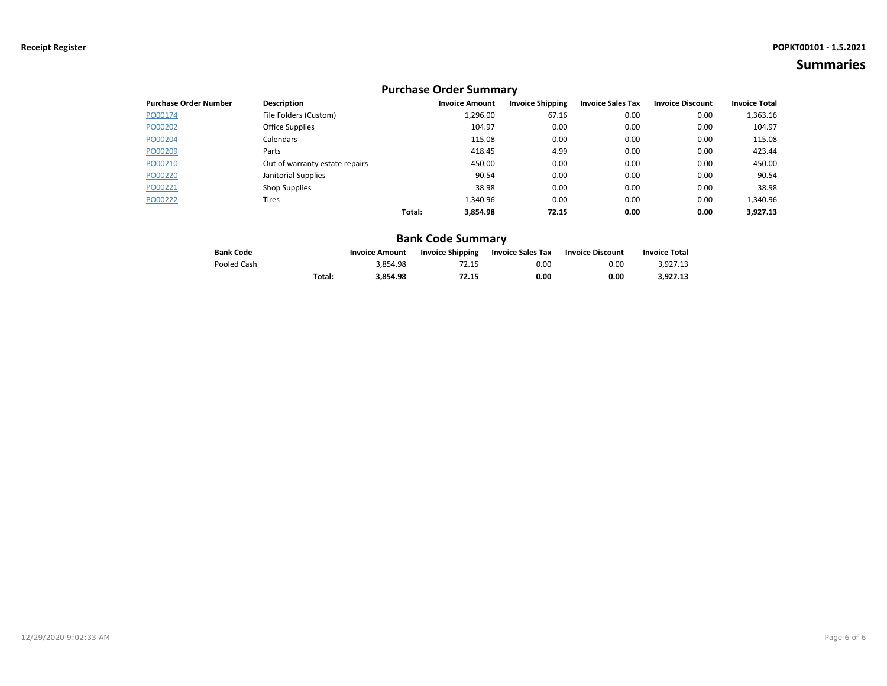**Receipt Register**

**POPKT00101 - 1.5.2021**

# Summaries

## Purchase Order Summary

| Purchase Order Number | Description | | Invoice Amount | Invoice Shipping | Invoice Sales Tax | Invoice Discount | Invoice Total |
|---|---|---|---|---|---|---|---|
| PO00174 | File Folders (Custom) | | 1,296.00 | 67.16 | 0.00 | 0.00 | 1,363.16 |
| PO00202 | Office Supplies | | 104.97 | 0.00 | 0.00 | 0.00 | 104.97 |
| PO00204 | Calendars | | 115.08 | 0.00 | 0.00 | 0.00 | 115.08 |
| PO00209 | Parts | | 418.45 | 4.99 | 0.00 | 0.00 | 423.44 |
| PO00210 | Out of warranty estate repairs | | 450.00 | 0.00 | 0.00 | 0.00 | 450.00 |
| PO00220 | Janitorial Supplies | | 90.54 | 0.00 | 0.00 | 0.00 | 90.54 |
| PO00221 | Shop Supplies | | 38.98 | 0.00 | 0.00 | 0.00 | 38.98 |
| PO00222 | Tires | | 1,340.96 | 0.00 | 0.00 | 0.00 | 1,340.96 |
| | | **Total:** | **3,854.98** | **72.15** | **0.00** | **0.00** | **3,927.13** |

## Bank Code Summary

| Bank Code | | Invoice Amount | Invoice Shipping | Invoice Sales Tax | Invoice Discount | Invoice Total |
|---|---|---|---|---|---|---|
| Pooled Cash | | 3,854.98 | 72.15 | 0.00 | 0.00 | 3,927.13 |
| | **Total:** | **3,854.98** | **72.15** | **0.00** | **0.00** | **3,927.13** |

12/29/2020 9:02:33 AM